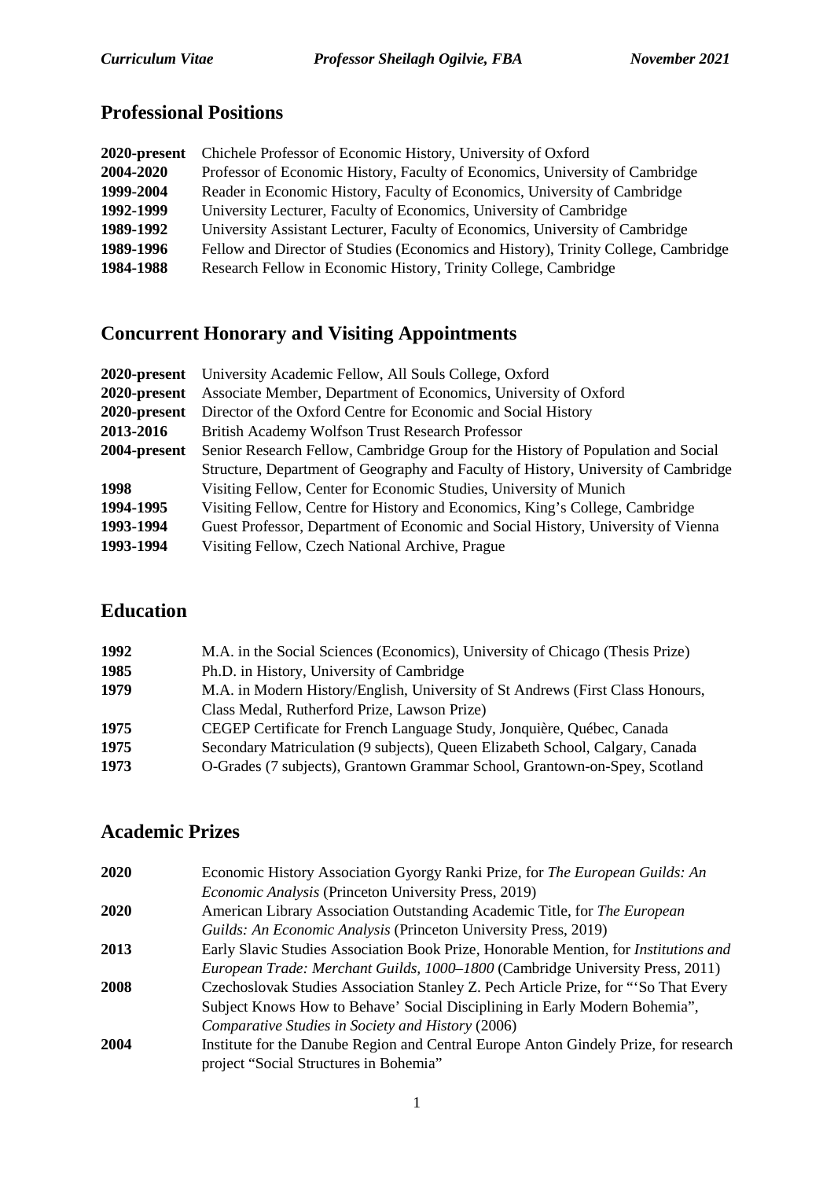## Professional Positions

| | |
|---|---|
| **2020-present** | Chichele Professor of Economic History, University of Oxford |
| **2004-2020** | Professor of Economic History, Faculty of Economics, University of Cambridge |
| **1999-2004** | Reader in Economic History, Faculty of Economics, University of Cambridge |
| **1992-1999** | University Lecturer, Faculty of Economics, University of Cambridge |
| **1989-1992** | University Assistant Lecturer, Faculty of Economics, University of Cambridge |
| **1989-1996** | Fellow and Director of Studies (Economics and History), Trinity College, Cambridge |
| **1984-1988** | Research Fellow in Economic History, Trinity College, Cambridge |

## Concurrent Honorary and Visiting Appointments

| | |
|---|---|
| **2020-present** | University Academic Fellow, All Souls College, Oxford |
| **2020-present** | Associate Member, Department of Economics, University of Oxford |
| **2020-present** | Director of the Oxford Centre for Economic and Social History |
| **2013-2016** | British Academy Wolfson Trust Research Professor |
| **2004-present** | Senior Research Fellow, Cambridge Group for the History of Population and Social Structure, Department of Geography and Faculty of History, University of Cambridge |
| **1998** | Visiting Fellow, Center for Economic Studies, University of Munich |
| **1994-1995** | Visiting Fellow, Centre for History and Economics, King's College, Cambridge |
| **1993-1994** | Guest Professor, Department of Economic and Social History, University of Vienna |
| **1993-1994** | Visiting Fellow, Czech National Archive, Prague |

## Education

| | |
|---|---|
| **1992** | M.A. in the Social Sciences (Economics), University of Chicago (Thesis Prize) |
| **1985** | Ph.D. in History, University of Cambridge |
| **1979** | M.A. in Modern History/English, University of St Andrews (First Class Honours, Class Medal, Rutherford Prize, Lawson Prize) |
| **1975** | CEGEP Certificate for French Language Study, Jonquière, Québec, Canada |
| **1975** | Secondary Matriculation (9 subjects), Queen Elizabeth School, Calgary, Canada |
| **1973** | O-Grades (7 subjects), Grantown Grammar School, Grantown-on-Spey, Scotland |

## Academic Prizes

| | |
|---|---|
| **2020** | Economic History Association Gyorgy Ranki Prize, for *The European Guilds: An Economic Analysis* (Princeton University Press, 2019) |
| **2020** | American Library Association Outstanding Academic Title, for *The European Guilds: An Economic Analysis* (Princeton University Press, 2019) |
| **2013** | Early Slavic Studies Association Book Prize, Honorable Mention, for *Institutions and European Trade: Merchant Guilds, 1000–1800* (Cambridge University Press, 2011) |
| **2008** | Czechoslovak Studies Association Stanley Z. Pech Article Prize, for "'So That Every Subject Knows How to Behave' Social Disciplining in Early Modern Bohemia", *Comparative Studies in Society and History* (2006) |
| **2004** | Institute for the Danube Region and Central Europe Anton Gindely Prize, for research project "Social Structures in Bohemia" |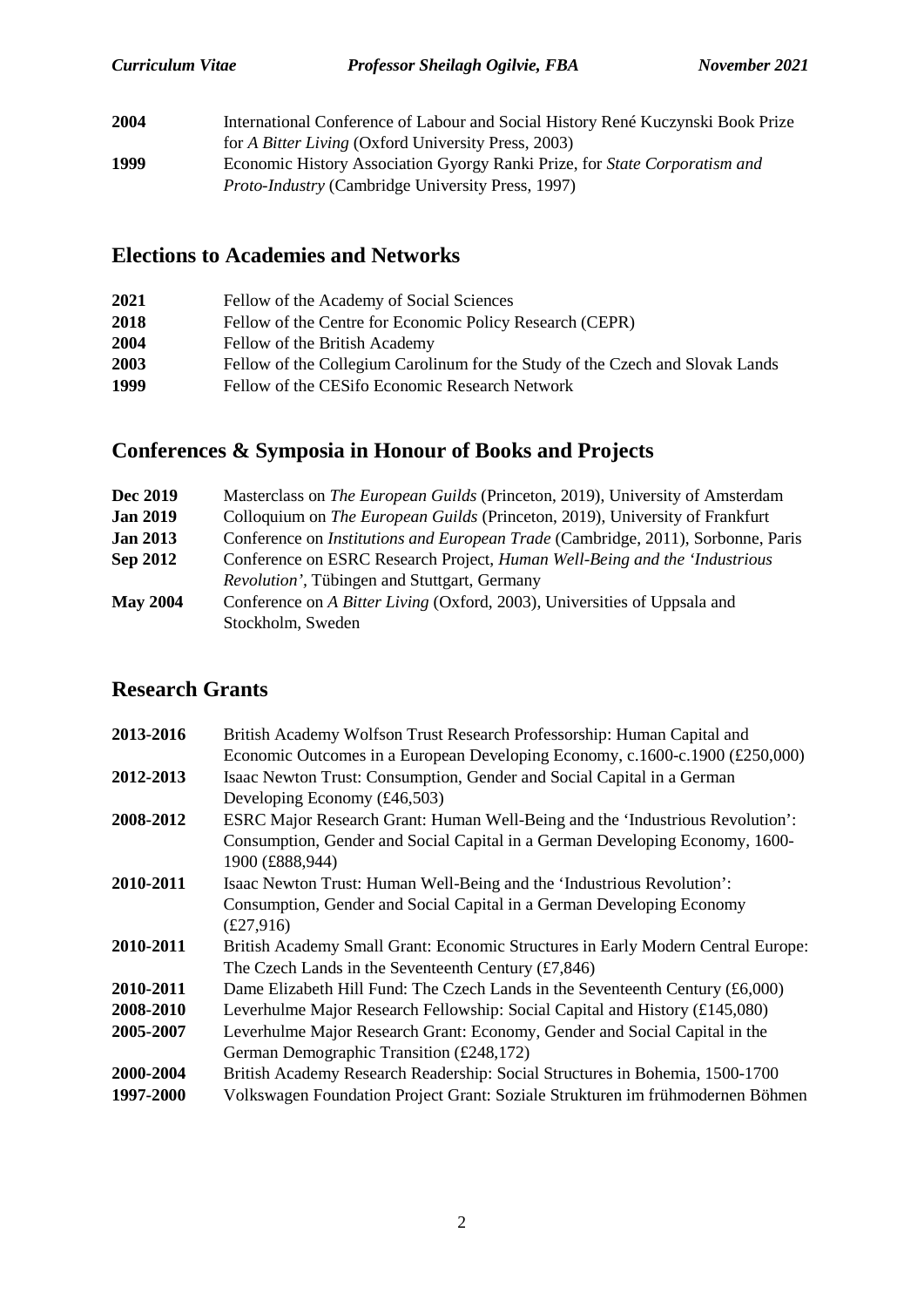**2004** International Conference of Labour and Social History René Kuczynski Book Prize for *A Bitter Living* (Oxford University Press, 2003)

**1999** Economic History Association Gyorgy Ranki Prize, for *State Corporatism and Proto-Industry* (Cambridge University Press, 1997)

## Elections to Academies and Networks

**2021** Fellow of the Academy of Social Sciences

**2018** Fellow of the Centre for Economic Policy Research (CEPR)

**2004** Fellow of the British Academy

**2003** Fellow of the Collegium Carolinum for the Study of the Czech and Slovak Lands

**1999** Fellow of the CESifo Economic Research Network

## Conferences & Symposia in Honour of Books and Projects

**Dec 2019** Masterclass on *The European Guilds* (Princeton, 2019), University of Amsterdam

**Jan 2019** Colloquium on *The European Guilds* (Princeton, 2019), University of Frankfurt

**Jan 2013** Conference on *Institutions and European Trade* (Cambridge, 2011), Sorbonne, Paris

**Sep 2012** Conference on ESRC Research Project, *Human Well-Being and the 'Industrious Revolution'*, Tübingen and Stuttgart, Germany

**May 2004** Conference on *A Bitter Living* (Oxford, 2003), Universities of Uppsala and Stockholm, Sweden

## Research Grants

**2013-2016** British Academy Wolfson Trust Research Professorship: Human Capital and Economic Outcomes in a European Developing Economy, c.1600-c.1900 (£250,000)

**2012-2013** Isaac Newton Trust: Consumption, Gender and Social Capital in a German Developing Economy (£46,503)

**2008-2012** ESRC Major Research Grant: Human Well-Being and the 'Industrious Revolution': Consumption, Gender and Social Capital in a German Developing Economy, 1600-1900 (£888,944)

**2010-2011** Isaac Newton Trust: Human Well-Being and the 'Industrious Revolution': Consumption, Gender and Social Capital in a German Developing Economy (£27,916)

**2010-2011** British Academy Small Grant: Economic Structures in Early Modern Central Europe: The Czech Lands in the Seventeenth Century (£7,846)

**2010-2011** Dame Elizabeth Hill Fund: The Czech Lands in the Seventeenth Century (£6,000)

**2008-2010** Leverhulme Major Research Fellowship: Social Capital and History (£145,080)

**2005-2007** Leverhulme Major Research Grant: Economy, Gender and Social Capital in the German Demographic Transition (£248,172)

**2000-2004** British Academy Research Readership: Social Structures in Bohemia, 1500-1700

**1997-2000** Volkswagen Foundation Project Grant: Soziale Strukturen im frühmodernen Böhmen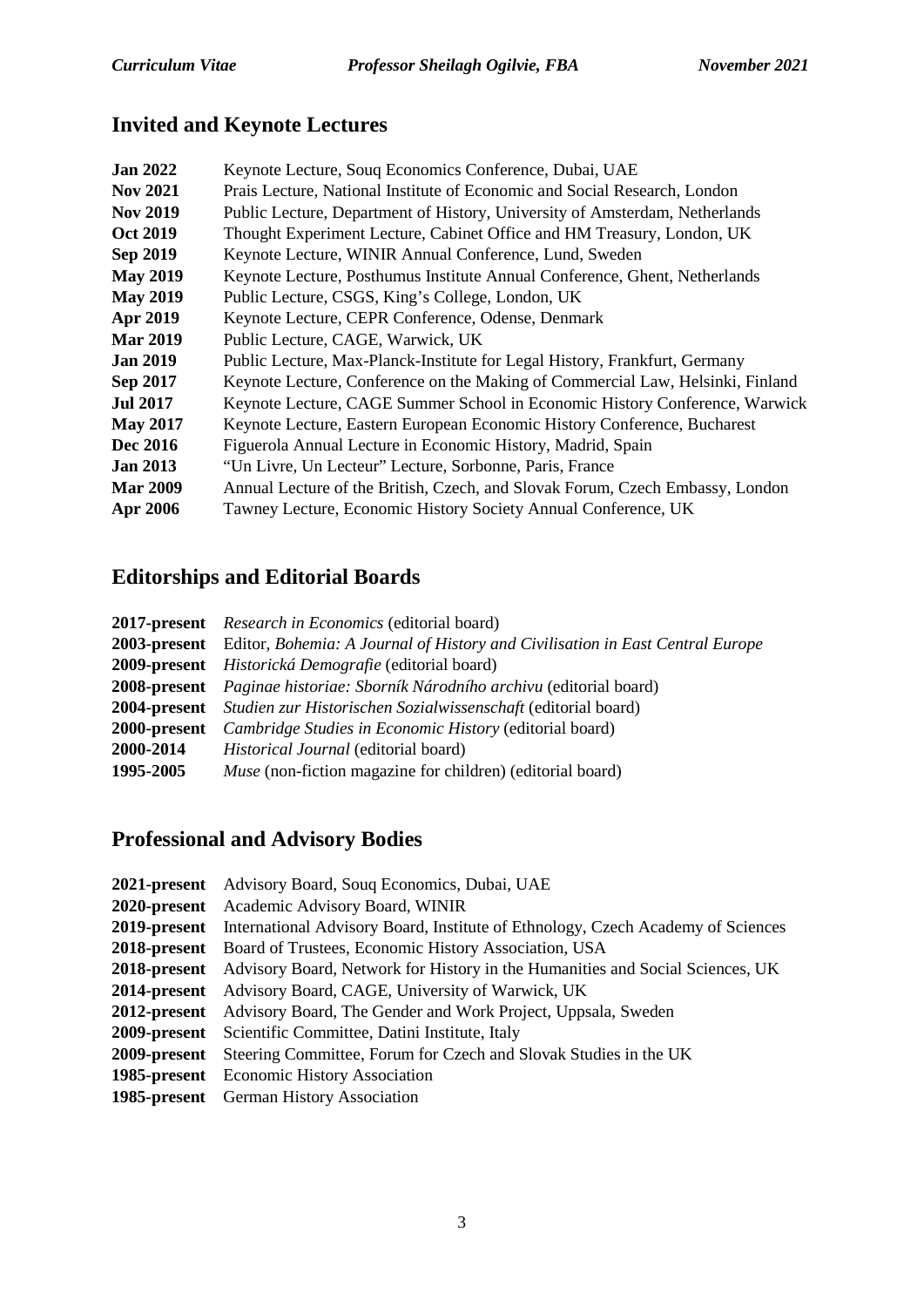## Invited and Keynote Lectures

**Jan 2022** Keynote Lecture, Souq Economics Conference, Dubai, UAE
**Nov 2021** Prais Lecture, National Institute of Economic and Social Research, London
**Nov 2019** Public Lecture, Department of History, University of Amsterdam, Netherlands
**Oct 2019** Thought Experiment Lecture, Cabinet Office and HM Treasury, London, UK
**Sep 2019** Keynote Lecture, WINIR Annual Conference, Lund, Sweden
**May 2019** Keynote Lecture, Posthumus Institute Annual Conference, Ghent, Netherlands
**May 2019** Public Lecture, CSGS, King's College, London, UK
**Apr 2019** Keynote Lecture, CEPR Conference, Odense, Denmark
**Mar 2019** Public Lecture, CAGE, Warwick, UK
**Jan 2019** Public Lecture, Max-Planck-Institute for Legal History, Frankfurt, Germany
**Sep 2017** Keynote Lecture, Conference on the Making of Commercial Law, Helsinki, Finland
**Jul 2017** Keynote Lecture, CAGE Summer School in Economic History Conference, Warwick
**May 2017** Keynote Lecture, Eastern European Economic History Conference, Bucharest
**Dec 2016** Figuerola Annual Lecture in Economic History, Madrid, Spain
**Jan 2013** "Un Livre, Un Lecteur" Lecture, Sorbonne, Paris, France
**Mar 2009** Annual Lecture of the British, Czech, and Slovak Forum, Czech Embassy, London
**Apr 2006** Tawney Lecture, Economic History Society Annual Conference, UK

## Editorships and Editorial Boards

**2017-present** *Research in Economics* (editorial board)
**2003-present** Editor, *Bohemia: A Journal of History and Civilisation in East Central Europe*
**2009-present** *Historická Demografie* (editorial board)
**2008-present** *Paginae historiae: Sborník Národního archivu* (editorial board)
**2004-present** *Studien zur Historischen Sozialwissenschaft* (editorial board)
**2000-present** *Cambridge Studies in Economic History* (editorial board)
**2000-2014** *Historical Journal* (editorial board)
**1995-2005** *Muse* (non-fiction magazine for children) (editorial board)

## Professional and Advisory Bodies

**2021-present** Advisory Board, Souq Economics, Dubai, UAE
**2020-present** Academic Advisory Board, WINIR
**2019-present** International Advisory Board, Institute of Ethnology, Czech Academy of Sciences
**2018-present** Board of Trustees, Economic History Association, USA
**2018-present** Advisory Board, Network for History in the Humanities and Social Sciences, UK
**2014-present** Advisory Board, CAGE, University of Warwick, UK
**2012-present** Advisory Board, The Gender and Work Project, Uppsala, Sweden
**2009-present** Scientific Committee, Datini Institute, Italy
**2009-present** Steering Committee, Forum for Czech and Slovak Studies in the UK
**1985-present** Economic History Association
**1985-present** German History Association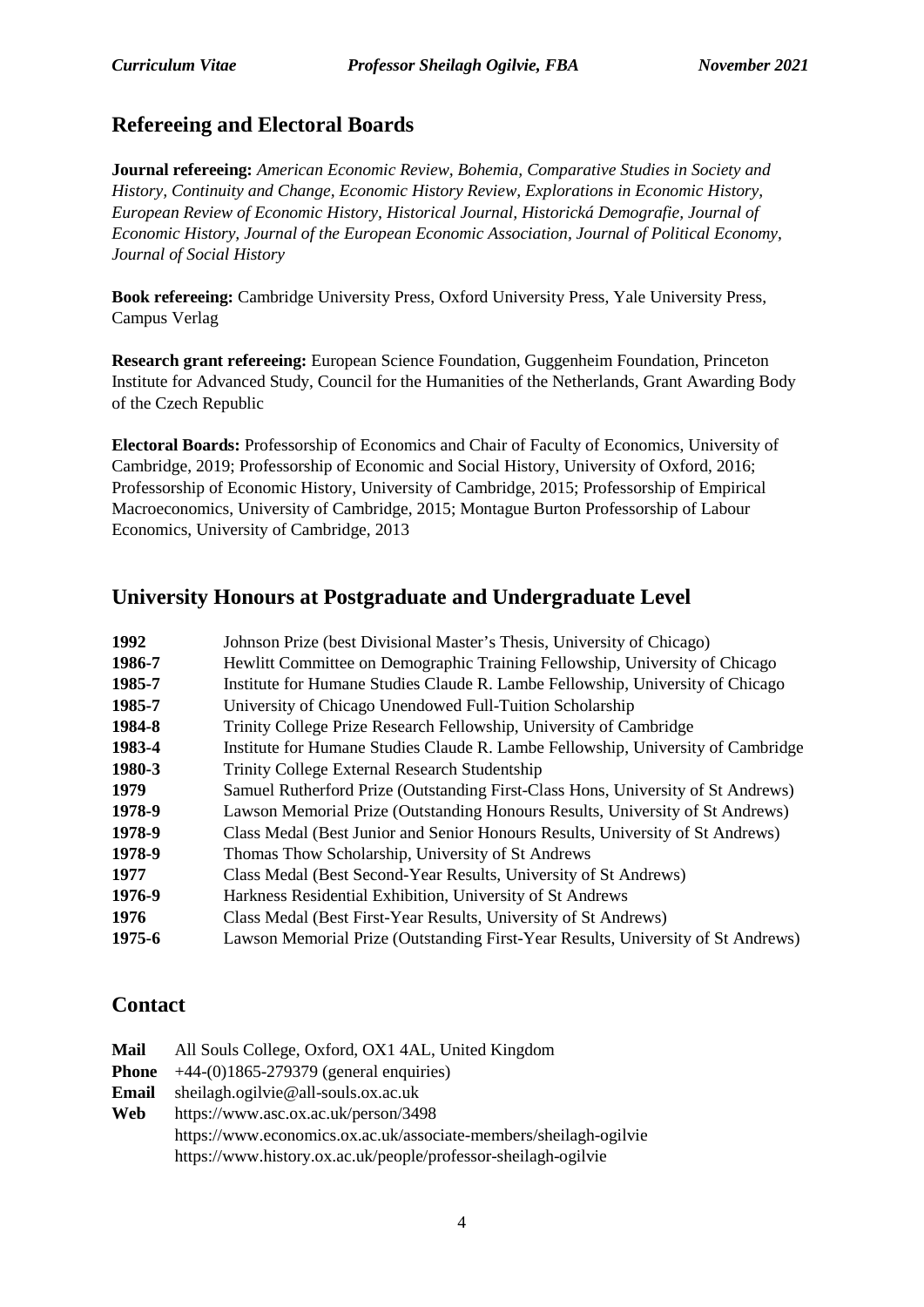## Refereeing and Electoral Boards

**Journal refereeing:** *American Economic Review, Bohemia, Comparative Studies in Society and History, Continuity and Change, Economic History Review, Explorations in Economic History, European Review of Economic History, Historical Journal, Historická Demografie, Journal of Economic History, Journal of the European Economic Association, Journal of Political Economy, Journal of Social History*

**Book refereeing:** Cambridge University Press, Oxford University Press, Yale University Press, Campus Verlag

**Research grant refereeing:** European Science Foundation, Guggenheim Foundation, Princeton Institute for Advanced Study, Council for the Humanities of the Netherlands, Grant Awarding Body of the Czech Republic

**Electoral Boards:** Professorship of Economics and Chair of Faculty of Economics, University of Cambridge, 2019; Professorship of Economic and Social History, University of Oxford, 2016; Professorship of Economic History, University of Cambridge, 2015; Professorship of Empirical Macroeconomics, University of Cambridge, 2015; Montague Burton Professorship of Labour Economics, University of Cambridge, 2013

## University Honours at Postgraduate and Undergraduate Level

| | |
|---|---|
| **1992** | Johnson Prize (best Divisional Master's Thesis, University of Chicago) |
| **1986-7** | Hewlitt Committee on Demographic Training Fellowship, University of Chicago |
| **1985-7** | Institute for Humane Studies Claude R. Lambe Fellowship, University of Chicago |
| **1985-7** | University of Chicago Unendowed Full-Tuition Scholarship |
| **1984-8** | Trinity College Prize Research Fellowship, University of Cambridge |
| **1983-4** | Institute for Humane Studies Claude R. Lambe Fellowship, University of Cambridge |
| **1980-3** | Trinity College External Research Studentship |
| **1979** | Samuel Rutherford Prize (Outstanding First-Class Hons, University of St Andrews) |
| **1978-9** | Lawson Memorial Prize (Outstanding Honours Results, University of St Andrews) |
| **1978-9** | Class Medal (Best Junior and Senior Honours Results, University of St Andrews) |
| **1978-9** | Thomas Thow Scholarship, University of St Andrews |
| **1977** | Class Medal (Best Second-Year Results, University of St Andrews) |
| **1976-9** | Harkness Residential Exhibition, University of St Andrews |
| **1976** | Class Medal (Best First-Year Results, University of St Andrews) |
| **1975-6** | Lawson Memorial Prize (Outstanding First-Year Results, University of St Andrews) |

## Contact

**Mail** All Souls College, Oxford, OX1 4AL, United Kingdom
**Phone** +44-(0)1865-279379 (general enquiries)
**Email** sheilagh.ogilvie@all-souls.ox.ac.uk
**Web** https://www.asc.ox.ac.uk/person/3498
https://www.economics.ox.ac.uk/associate-members/sheilagh-ogilvie
https://www.history.ox.ac.uk/people/professor-sheilagh-ogilvie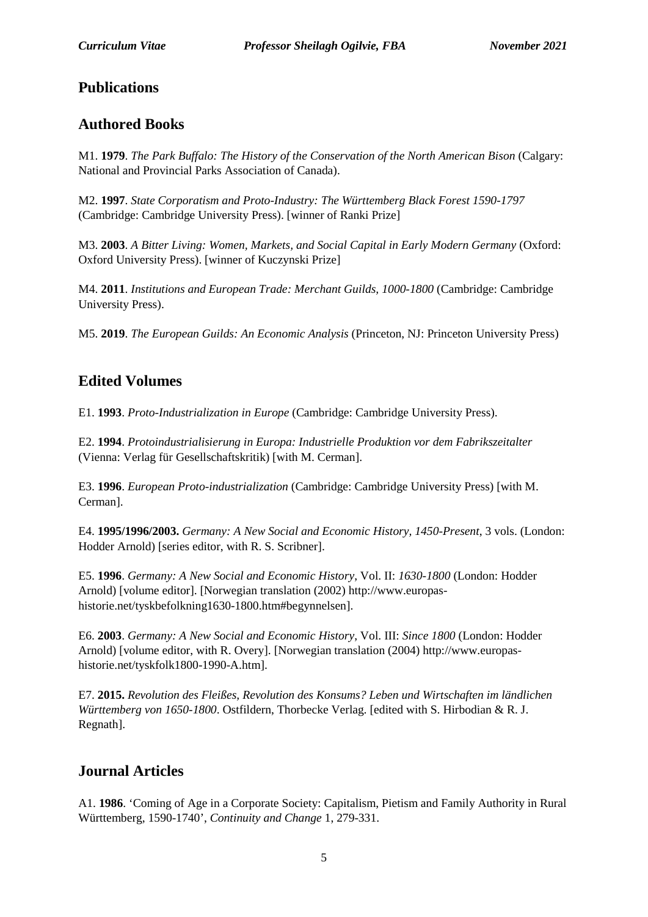## Publications

## Authored Books

M1. **1979**. *The Park Buffalo: The History of the Conservation of the North American Bison* (Calgary: National and Provincial Parks Association of Canada).

M2. **1997**. *State Corporatism and Proto-Industry: The Württemberg Black Forest 1590-1797* (Cambridge: Cambridge University Press). [winner of Ranki Prize]

M3. **2003**. *A Bitter Living: Women, Markets, and Social Capital in Early Modern Germany* (Oxford: Oxford University Press). [winner of Kuczynski Prize]

M4. **2011**. *Institutions and European Trade: Merchant Guilds, 1000-1800* (Cambridge: Cambridge University Press).

M5. **2019**. *The European Guilds: An Economic Analysis* (Princeton, NJ: Princeton University Press)

## Edited Volumes

E1. **1993**. *Proto-Industrialization in Europe* (Cambridge: Cambridge University Press).

E2. **1994**. *Protoindustrialisierung in Europa: Industrielle Produktion vor dem Fabrikszeitalter* (Vienna: Verlag für Gesellschaftskritik) [with M. Cerman].

E3. **1996**. *European Proto-industrialization* (Cambridge: Cambridge University Press) [with M. Cerman].

E4. **1995/1996/2003.** *Germany: A New Social and Economic History, 1450-Present*, 3 vols. (London: Hodder Arnold) [series editor, with R. S. Scribner].

E5. **1996**. *Germany: A New Social and Economic History*, Vol. II: *1630-1800* (London: Hodder Arnold) [volume editor]. [Norwegian translation (2002) http://www.europas-historie.net/tyskbefolkning1630-1800.htm#begynnelsen].

E6. **2003**. *Germany: A New Social and Economic History*, Vol. III: *Since 1800* (London: Hodder Arnold) [volume editor, with R. Overy]. [Norwegian translation (2004) http://www.europas-historie.net/tyskfolk1800-1990-A.htm].

E7. **2015.** *Revolution des Fleißes, Revolution des Konsums? Leben und Wirtschaften im ländlichen Württemberg von 1650-1800*. Ostfildern, Thorbecke Verlag. [edited with S. Hirbodian & R. J. Regnath].

## Journal Articles

A1. **1986**. 'Coming of Age in a Corporate Society: Capitalism, Pietism and Family Authority in Rural Württemberg, 1590-1740', *Continuity and Change* 1, 279-331.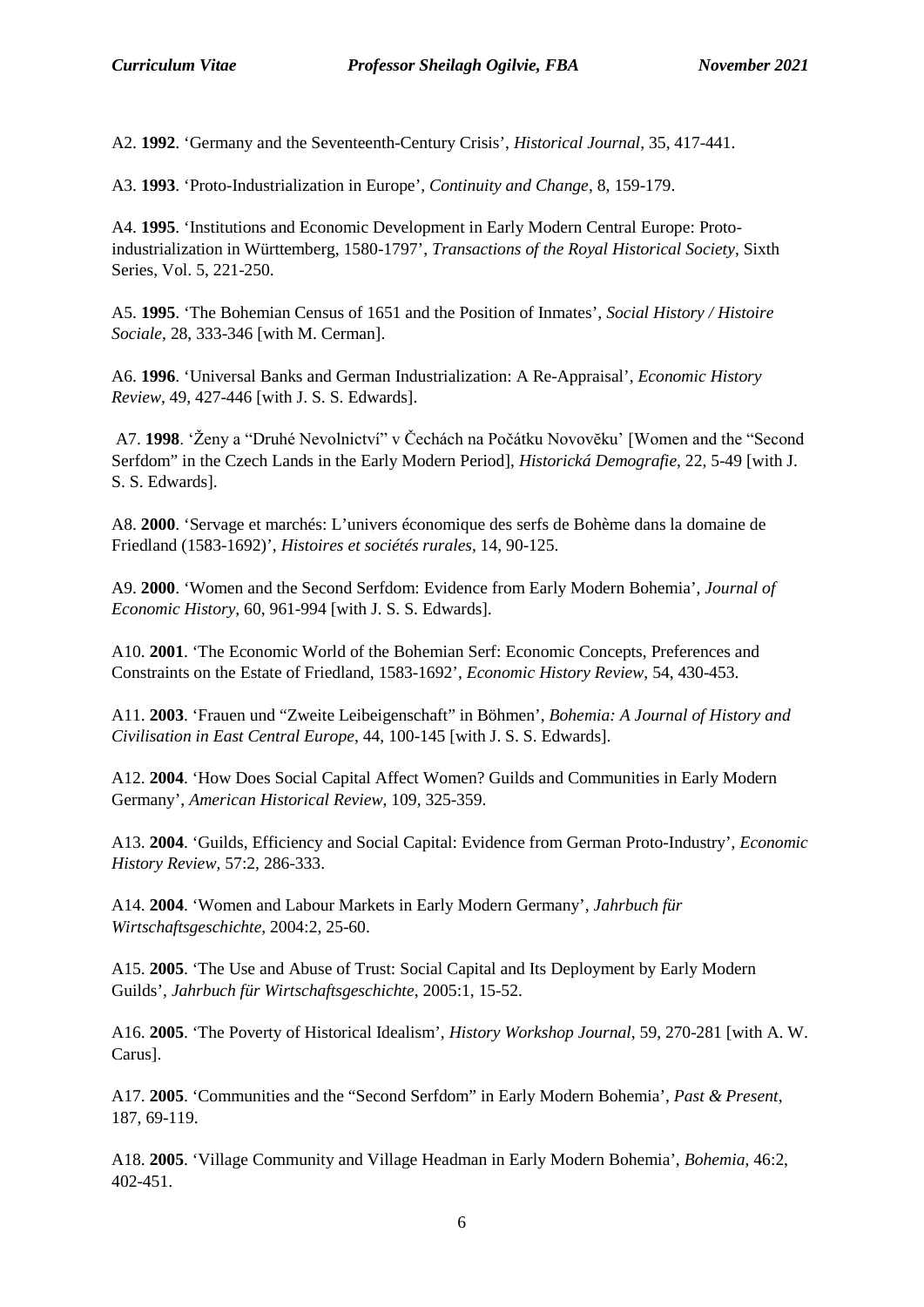A2. **1992**. 'Germany and the Seventeenth-Century Crisis', *Historical Journal*, 35, 417-441.

A3. **1993**. 'Proto-Industrialization in Europe', *Continuity and Change*, 8, 159-179.

A4. **1995**. 'Institutions and Economic Development in Early Modern Central Europe: Proto-industrialization in Württemberg, 1580-1797', *Transactions of the Royal Historical Society*, Sixth Series, Vol. 5, 221-250.

A5. **1995**. 'The Bohemian Census of 1651 and the Position of Inmates', *Social History / Histoire Sociale*, 28, 333-346 [with M. Cerman].

A6. **1996**. 'Universal Banks and German Industrialization: A Re-Appraisal', *Economic History Review*, 49, 427-446 [with J. S. S. Edwards].

A7. **1998**. 'Ženy a "Druhé Nevolnictví" v Čechách na Počátku Novověku' [Women and the "Second Serfdom" in the Czech Lands in the Early Modern Period], *Historická Demografie*, 22, 5-49 [with J. S. S. Edwards].

A8. **2000**. 'Servage et marchés: L'univers économique des serfs de Bohème dans la domaine de Friedland (1583-1692)', *Histoires et sociétés rurales*, 14, 90-125.

A9. **2000**. 'Women and the Second Serfdom: Evidence from Early Modern Bohemia', *Journal of Economic History*, 60, 961-994 [with J. S. S. Edwards].

A10. **2001**. 'The Economic World of the Bohemian Serf: Economic Concepts, Preferences and Constraints on the Estate of Friedland, 1583-1692', *Economic History Review*, 54, 430-453.

A11. **2003**. 'Frauen und "Zweite Leibeigenschaft" in Böhmen', *Bohemia: A Journal of History and Civilisation in East Central Europe*, 44, 100-145 [with J. S. S. Edwards].

A12. **2004**. 'How Does Social Capital Affect Women? Guilds and Communities in Early Modern Germany', *American Historical Review*, 109, 325-359.

A13. **2004**. 'Guilds, Efficiency and Social Capital: Evidence from German Proto-Industry', *Economic History Review*, 57:2, 286-333.

A14. **2004**. 'Women and Labour Markets in Early Modern Germany', *Jahrbuch für Wirtschaftsgeschichte*, 2004:2, 25-60.

A15. **2005**. 'The Use and Abuse of Trust: Social Capital and Its Deployment by Early Modern Guilds', *Jahrbuch für Wirtschaftsgeschichte*, 2005:1, 15-52.

A16. **2005**. 'The Poverty of Historical Idealism', *History Workshop Journal*, 59, 270-281 [with A. W. Carus].

A17. **2005**. 'Communities and the "Second Serfdom" in Early Modern Bohemia', *Past & Present*, 187, 69-119.

A18. **2005**. 'Village Community and Village Headman in Early Modern Bohemia', *Bohemia*, 46:2, 402-451.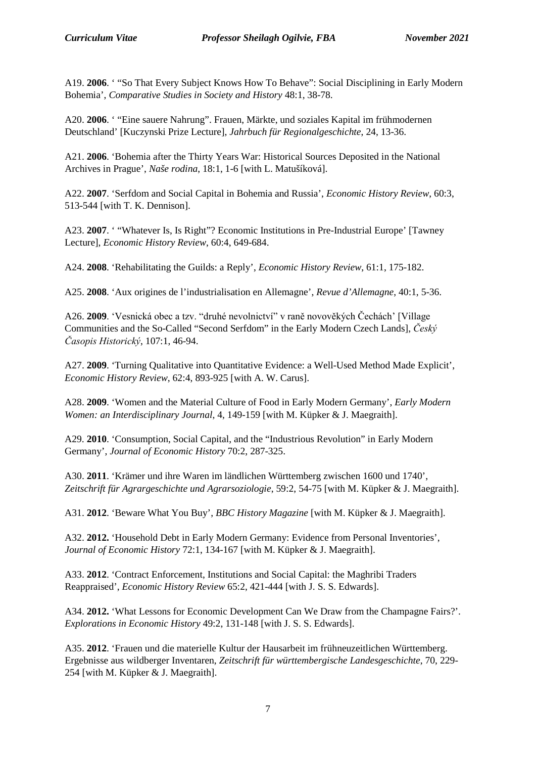A19. **2006**. ' "So That Every Subject Knows How To Behave": Social Disciplining in Early Modern Bohemia', *Comparative Studies in Society and History* 48:1, 38-78.

A20. **2006**. ' "Eine sauere Nahrung". Frauen, Märkte, und soziales Kapital im frühmodernen Deutschland' [Kuczynski Prize Lecture], *Jahrbuch für Regionalgeschichte*, 24, 13-36.

A21. **2006**. 'Bohemia after the Thirty Years War: Historical Sources Deposited in the National Archives in Prague', *Naše rodina*, 18:1, 1-6 [with L. Matušíková].

A22. **2007**. 'Serfdom and Social Capital in Bohemia and Russia', *Economic History Review*, 60:3, 513-544 [with T. K. Dennison].

A23. **2007**. ' "Whatever Is, Is Right"? Economic Institutions in Pre-Industrial Europe' [Tawney Lecture], *Economic History Review*, 60:4, 649-684.

A24. **2008**. 'Rehabilitating the Guilds: a Reply', *Economic History Review*, 61:1, 175-182.

A25. **2008**. 'Aux origines de l'industrialisation en Allemagne', *Revue d'Allemagne*, 40:1, 5-36.

A26. **2009**. 'Vesnická obec a tzv. "druhé nevolnictví" v raně novověkých Čechách' [Village Communities and the So-Called "Second Serfdom" in the Early Modern Czech Lands], *Český Časopis Historický*, 107:1, 46-94.

A27. **2009**. 'Turning Qualitative into Quantitative Evidence: a Well-Used Method Made Explicit', *Economic History Review*, 62:4, 893-925 [with A. W. Carus].

A28. **2009**. 'Women and the Material Culture of Food in Early Modern Germany', *Early Modern Women: an Interdisciplinary Journal*, 4, 149-159 [with M. Küpker & J. Maegraith].

A29. **2010**. 'Consumption, Social Capital, and the "Industrious Revolution" in Early Modern Germany', *Journal of Economic History* 70:2, 287-325.

A30. **2011**. 'Krämer und ihre Waren im ländlichen Württemberg zwischen 1600 und 1740', *Zeitschrift für Agrargeschichte und Agrarsoziologie*, 59:2, 54-75 [with M. Küpker & J. Maegraith].

A31. **2012**. 'Beware What You Buy', *BBC History Magazine* [with M. Küpker & J. Maegraith].

A32. **2012.** 'Household Debt in Early Modern Germany: Evidence from Personal Inventories', *Journal of Economic History* 72:1, 134-167 [with M. Küpker & J. Maegraith].

A33. **2012**. 'Contract Enforcement, Institutions and Social Capital: the Maghribi Traders Reappraised', *Economic History Review* 65:2, 421-444 [with J. S. S. Edwards].

A34. **2012.** 'What Lessons for Economic Development Can We Draw from the Champagne Fairs?'. *Explorations in Economic History* 49:2, 131-148 [with J. S. S. Edwards].

A35. **2012**. 'Frauen und die materielle Kultur der Hausarbeit im frühneuzeitlichen Württemberg. Ergebnisse aus wildberger Inventaren, *Zeitschrift für württembergische Landesgeschichte*, 70, 229-254 [with M. Küpker & J. Maegraith].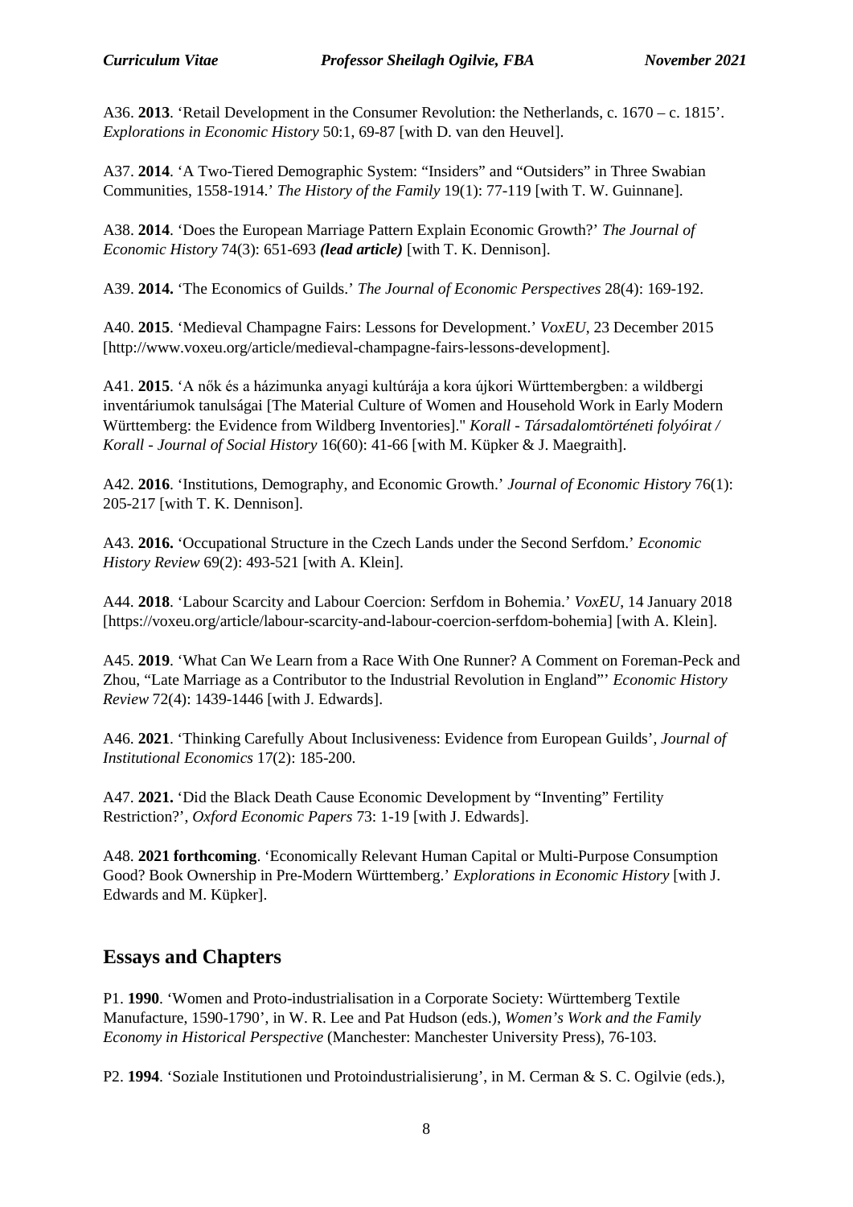A36. **2013**. 'Retail Development in the Consumer Revolution: the Netherlands, c. 1670 – c. 1815'. *Explorations in Economic History* 50:1, 69-87 [with D. van den Heuvel].

A37. **2014**. 'A Two-Tiered Demographic System: "Insiders" and "Outsiders" in Three Swabian Communities, 1558-1914.' *The History of the Family* 19(1): 77-119 [with T. W. Guinnane].

A38. **2014**. 'Does the European Marriage Pattern Explain Economic Growth?' *The Journal of Economic History* 74(3): 651-693 ***(lead article)*** [with T. K. Dennison].

A39. **2014.** 'The Economics of Guilds.' *The Journal of Economic Perspectives* 28(4): 169-192.

A40. **2015**. 'Medieval Champagne Fairs: Lessons for Development.' *VoxEU*, 23 December 2015 [http://www.voxeu.org/article/medieval-champagne-fairs-lessons-development].

A41. **2015**. 'A nők és a házimunka anyagi kultúrája a kora újkori Württembergben: a wildbergi inventáriumok tanulságai [The Material Culture of Women and Household Work in Early Modern Württemberg: the Evidence from Wildberg Inventories]." *Korall - Társadalomtörténeti folyóirat / Korall - Journal of Social History* 16(60): 41-66 [with M. Küpker & J. Maegraith].

A42. **2016**. 'Institutions, Demography, and Economic Growth.' *Journal of Economic History* 76(1): 205-217 [with T. K. Dennison].

A43. **2016.** 'Occupational Structure in the Czech Lands under the Second Serfdom.' *Economic History Review* 69(2): 493-521 [with A. Klein].

A44. **2018**. 'Labour Scarcity and Labour Coercion: Serfdom in Bohemia.' *VoxEU*, 14 January 2018 [https://voxeu.org/article/labour-scarcity-and-labour-coercion-serfdom-bohemia] [with A. Klein].

A45. **2019**. 'What Can We Learn from a Race With One Runner? A Comment on Foreman-Peck and Zhou, "Late Marriage as a Contributor to the Industrial Revolution in England"' *Economic History Review* 72(4): 1439-1446 [with J. Edwards].

A46. **2021**. 'Thinking Carefully About Inclusiveness: Evidence from European Guilds', *Journal of Institutional Economics* 17(2): 185-200.

A47. **2021.** 'Did the Black Death Cause Economic Development by "Inventing" Fertility Restriction?', *Oxford Economic Papers* 73: 1-19 [with J. Edwards].

A48. **2021 forthcoming**. 'Economically Relevant Human Capital or Multi-Purpose Consumption Good? Book Ownership in Pre-Modern Württemberg.' *Explorations in Economic History* [with J. Edwards and M. Küpker].

## Essays and Chapters

P1. **1990**. 'Women and Proto-industrialisation in a Corporate Society: Württemberg Textile Manufacture, 1590-1790', in W. R. Lee and Pat Hudson (eds.), *Women's Work and the Family Economy in Historical Perspective* (Manchester: Manchester University Press), 76-103.

P2. **1994**. 'Soziale Institutionen und Protoindustrialisierung', in M. Cerman & S. C. Ogilvie (eds.),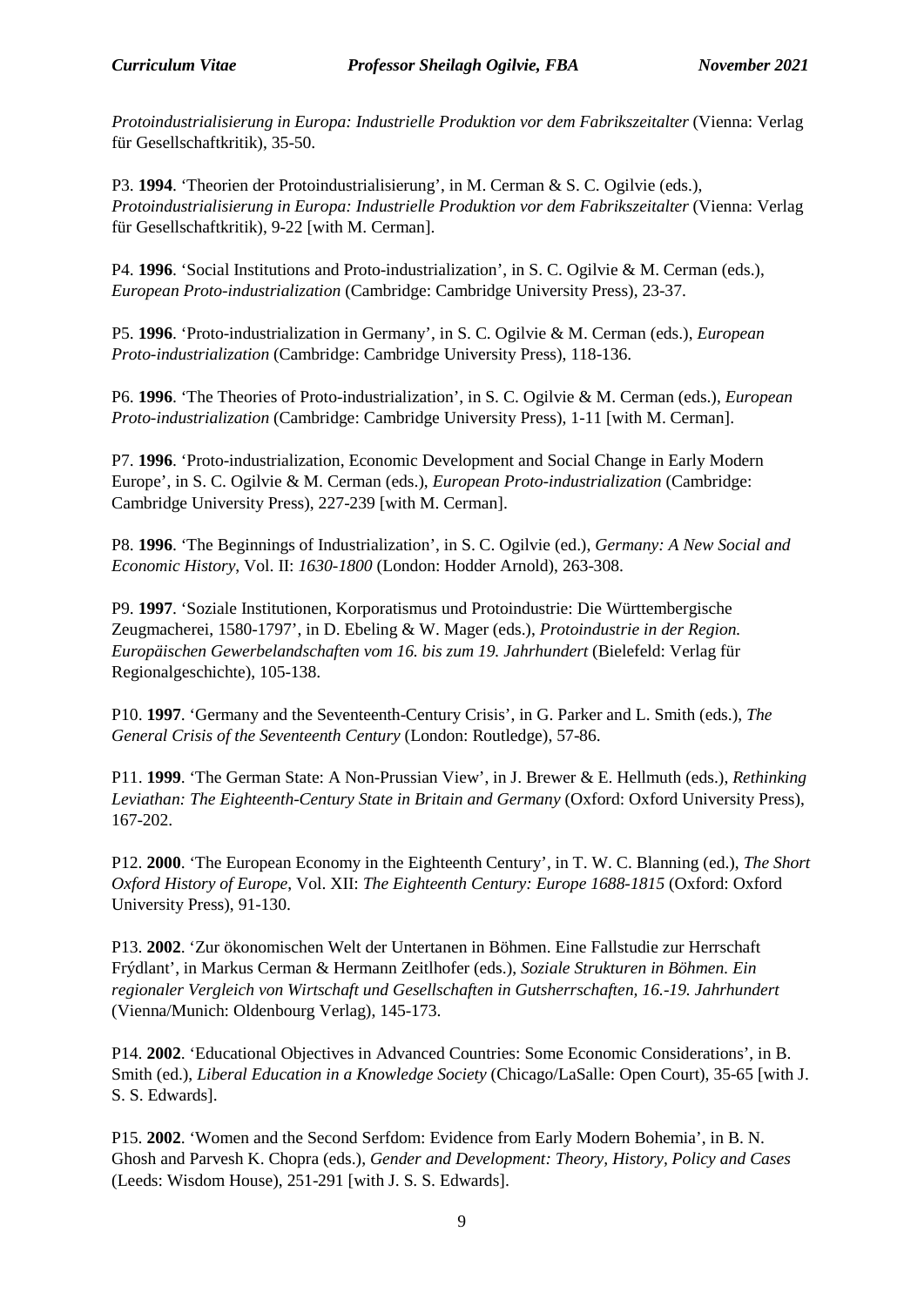*Protoindustrialisierung in Europa: Industrielle Produktion vor dem Fabrikszeitalter* (Vienna: Verlag für Gesellschaftkritik), 35-50.

P3. **1994**. 'Theorien der Protoindustrialisierung', in M. Cerman & S. C. Ogilvie (eds.), *Protoindustrialisierung in Europa: Industrielle Produktion vor dem Fabrikszeitalter* (Vienna: Verlag für Gesellschaftkritik), 9-22 [with M. Cerman].

P4. **1996**. 'Social Institutions and Proto-industrialization', in S. C. Ogilvie & M. Cerman (eds.), *European Proto-industrialization* (Cambridge: Cambridge University Press), 23-37.

P5. **1996**. 'Proto-industrialization in Germany', in S. C. Ogilvie & M. Cerman (eds.), *European Proto-industrialization* (Cambridge: Cambridge University Press), 118-136.

P6. **1996**. 'The Theories of Proto-industrialization', in S. C. Ogilvie & M. Cerman (eds.), *European Proto-industrialization* (Cambridge: Cambridge University Press), 1-11 [with M. Cerman].

P7. **1996**. 'Proto-industrialization, Economic Development and Social Change in Early Modern Europe', in S. C. Ogilvie & M. Cerman (eds.), *European Proto-industrialization* (Cambridge: Cambridge University Press), 227-239 [with M. Cerman].

P8. **1996**. 'The Beginnings of Industrialization', in S. C. Ogilvie (ed.), *Germany: A New Social and Economic History*, Vol. II: *1630-1800* (London: Hodder Arnold), 263-308.

P9. **1997**. 'Soziale Institutionen, Korporatismus und Protoindustrie: Die Württembergische Zeugmacherei, 1580-1797', in D. Ebeling & W. Mager (eds.), *Protoindustrie in der Region. Europäischen Gewerbelandschaften vom 16. bis zum 19. Jahrhundert* (Bielefeld: Verlag für Regionalgeschichte), 105-138.

P10. **1997**. 'Germany and the Seventeenth-Century Crisis', in G. Parker and L. Smith (eds.), *The General Crisis of the Seventeenth Century* (London: Routledge), 57-86.

P11. **1999**. 'The German State: A Non-Prussian View', in J. Brewer & E. Hellmuth (eds.), *Rethinking Leviathan: The Eighteenth-Century State in Britain and Germany* (Oxford: Oxford University Press), 167-202.

P12. **2000**. 'The European Economy in the Eighteenth Century', in T. W. C. Blanning (ed.), *The Short Oxford History of Europe*, Vol. XII: *The Eighteenth Century: Europe 1688-1815* (Oxford: Oxford University Press), 91-130.

P13. **2002**. 'Zur ökonomischen Welt der Untertanen in Böhmen. Eine Fallstudie zur Herrschaft Frýdlant', in Markus Cerman & Hermann Zeitlhofer (eds.), *Soziale Strukturen in Böhmen. Ein regionaler Vergleich von Wirtschaft und Gesellschaften in Gutsherrschaften, 16.-19. Jahrhundert* (Vienna/Munich: Oldenbourg Verlag), 145-173.

P14. **2002**. 'Educational Objectives in Advanced Countries: Some Economic Considerations', in B. Smith (ed.), *Liberal Education in a Knowledge Society* (Chicago/LaSalle: Open Court), 35-65 [with J. S. S. Edwards].

P15. **2002**. 'Women and the Second Serfdom: Evidence from Early Modern Bohemia', in B. N. Ghosh and Parvesh K. Chopra (eds.), *Gender and Development: Theory, History, Policy and Cases* (Leeds: Wisdom House), 251-291 [with J. S. S. Edwards].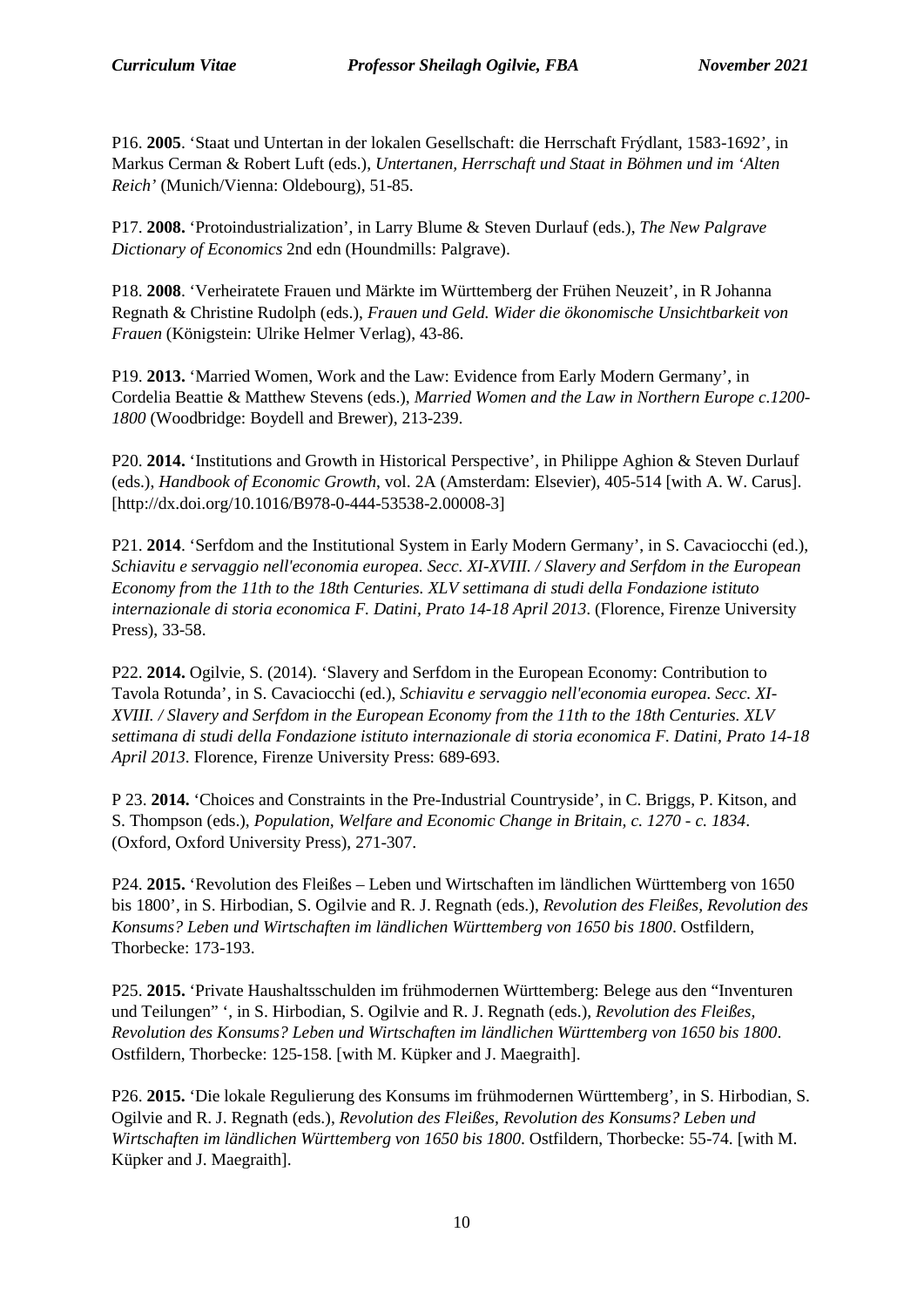P16. **2005**. 'Staat und Untertan in der lokalen Gesellschaft: die Herrschaft Frýdlant, 1583-1692', in Markus Cerman & Robert Luft (eds.), *Untertanen, Herrschaft und Staat in Böhmen und im 'Alten Reich'* (Munich/Vienna: Oldebourg), 51-85.

P17. **2008.** 'Protoindustrialization', in Larry Blume & Steven Durlauf (eds.), *The New Palgrave Dictionary of Economics* 2nd edn (Houndmills: Palgrave).

P18. **2008**. 'Verheiratete Frauen und Märkte im Württemberg der Frühen Neuzeit', in R Johanna Regnath & Christine Rudolph (eds.), *Frauen und Geld. Wider die ökonomische Unsichtbarkeit von Frauen* (Königstein: Ulrike Helmer Verlag), 43-86.

P19. **2013.** 'Married Women, Work and the Law: Evidence from Early Modern Germany', in Cordelia Beattie & Matthew Stevens (eds.), *Married Women and the Law in Northern Europe c.1200-1800* (Woodbridge: Boydell and Brewer), 213-239.

P20. **2014.** 'Institutions and Growth in Historical Perspective', in Philippe Aghion & Steven Durlauf (eds.), *Handbook of Economic Growth*, vol. 2A (Amsterdam: Elsevier), 405-514 [with A. W. Carus]. [http://dx.doi.org/10.1016/B978-0-444-53538-2.00008-3]

P21. **2014**. 'Serfdom and the Institutional System in Early Modern Germany', in S. Cavaciocchi (ed.), *Schiavitu e servaggio nell'economia europea. Secc. XI-XVIII. / Slavery and Serfdom in the European Economy from the 11th to the 18th Centuries. XLV settimana di studi della Fondazione istituto internazionale di storia economica F. Datini, Prato 14-18 April 2013*. (Florence, Firenze University Press), 33-58.

P22. **2014.** Ogilvie, S. (2014). 'Slavery and Serfdom in the European Economy: Contribution to Tavola Rotunda', in S. Cavaciocchi (ed.), *Schiavitu e servaggio nell'economia europea. Secc. XI-XVIII. / Slavery and Serfdom in the European Economy from the 11th to the 18th Centuries. XLV settimana di studi della Fondazione istituto internazionale di storia economica F. Datini, Prato 14-18 April 2013*. Florence, Firenze University Press: 689-693.

P 23. **2014.** 'Choices and Constraints in the Pre-Industrial Countryside', in C. Briggs, P. Kitson, and S. Thompson (eds.), *Population, Welfare and Economic Change in Britain, c. 1270 - c. 1834*. (Oxford, Oxford University Press), 271-307.

P24. **2015.** 'Revolution des Fleißes – Leben und Wirtschaften im ländlichen Württemberg von 1650 bis 1800', in S. Hirbodian, S. Ogilvie and R. J. Regnath (eds.), *Revolution des Fleißes, Revolution des Konsums? Leben und Wirtschaften im ländlichen Württemberg von 1650 bis 1800*. Ostfildern, Thorbecke: 173-193.

P25. **2015.** 'Private Haushaltsschulden im frühmodernen Württemberg: Belege aus den "Inventuren und Teilungen" ', in S. Hirbodian, S. Ogilvie and R. J. Regnath (eds.), *Revolution des Fleißes, Revolution des Konsums? Leben und Wirtschaften im ländlichen Württemberg von 1650 bis 1800*. Ostfildern, Thorbecke: 125-158. [with M. Küpker and J. Maegraith].

P26. **2015.** 'Die lokale Regulierung des Konsums im frühmodernen Württemberg', in S. Hirbodian, S. Ogilvie and R. J. Regnath (eds.), *Revolution des Fleißes, Revolution des Konsums? Leben und Wirtschaften im ländlichen Württemberg von 1650 bis 1800*. Ostfildern, Thorbecke: 55-74. [with M. Küpker and J. Maegraith].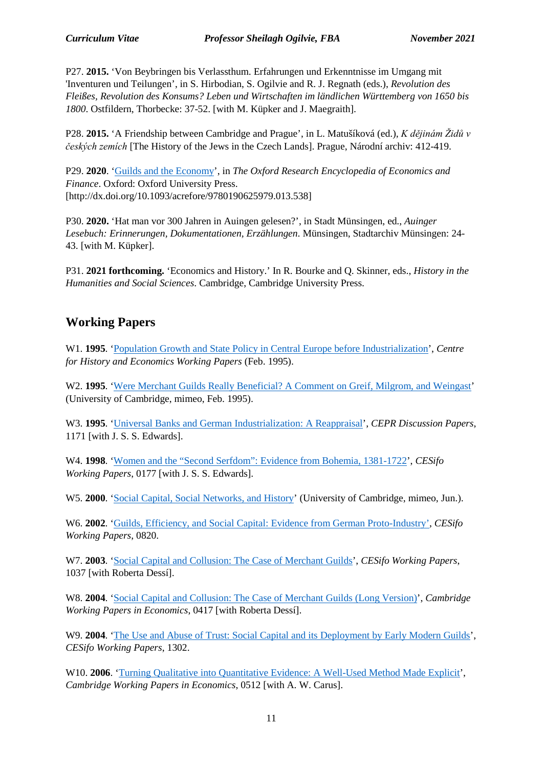P27. **2015.** 'Von Beybringen bis Verlassthum. Erfahrungen und Erkenntnisse im Umgang mit 'Inventuren und Teilungen'', in S. Hirbodian, S. Ogilvie and R. J. Regnath (eds.), *Revolution des Fleißes, Revolution des Konsums? Leben und Wirtschaften im ländlichen Württemberg von 1650 bis 1800*. Ostfildern, Thorbecke: 37-52. [with M. Küpker and J. Maegraith].

P28. **2015.** 'A Friendship between Cambridge and Prague', in L. Matušíková (ed.), *K dějinám Židů v českých zemích* [The History of the Jews in the Czech Lands]. Prague, Národní archiv: 412-419.

P29. **2020**. 'Guilds and the Economy', in *The Oxford Research Encyclopedia of Economics and Finance*. Oxford: Oxford University Press. [http://dx.doi.org/10.1093/acrefore/9780190625979.013.538]

P30. **2020.** 'Hat man vor 300 Jahren in Auingen gelesen?', in Stadt Münsingen, ed., *Auinger Lesebuch: Erinnerungen, Dokumentationen, Erzählungen*. Münsingen, Stadtarchiv Münsingen: 24-43. [with M. Küpker].

P31. **2021 forthcoming.** 'Economics and History.' In R. Bourke and Q. Skinner, eds., *History in the Humanities and Social Sciences*. Cambridge, Cambridge University Press.

## Working Papers

W1. **1995**. 'Population Growth and State Policy in Central Europe before Industrialization', *Centre for History and Economics Working Papers* (Feb. 1995).

W2. **1995**. 'Were Merchant Guilds Really Beneficial? A Comment on Greif, Milgrom, and Weingast' (University of Cambridge, mimeo, Feb. 1995).

W3. **1995**. 'Universal Banks and German Industrialization: A Reappraisal', *CEPR Discussion Papers*, 1171 [with J. S. S. Edwards].

W4. **1998**. 'Women and the "Second Serfdom": Evidence from Bohemia, 1381-1722', *CESifo Working Papers*, 0177 [with J. S. S. Edwards].

W5. **2000**. 'Social Capital, Social Networks, and History' (University of Cambridge, mimeo, Jun.).

W6. **2002**. 'Guilds, Efficiency, and Social Capital: Evidence from German Proto-Industry', *CESifo Working Papers*, 0820.

W7. **2003**. 'Social Capital and Collusion: The Case of Merchant Guilds', *CESifo Working Papers*, 1037 [with Roberta Dessí].

W8. **2004**. 'Social Capital and Collusion: The Case of Merchant Guilds (Long Version)', *Cambridge Working Papers in Economics*, 0417 [with Roberta Dessí].

W9. **2004**. 'The Use and Abuse of Trust: Social Capital and its Deployment by Early Modern Guilds', *CESifo Working Papers*, 1302.

W10. **2006**. 'Turning Qualitative into Quantitative Evidence: A Well-Used Method Made Explicit', *Cambridge Working Papers in Economics*, 0512 [with A. W. Carus].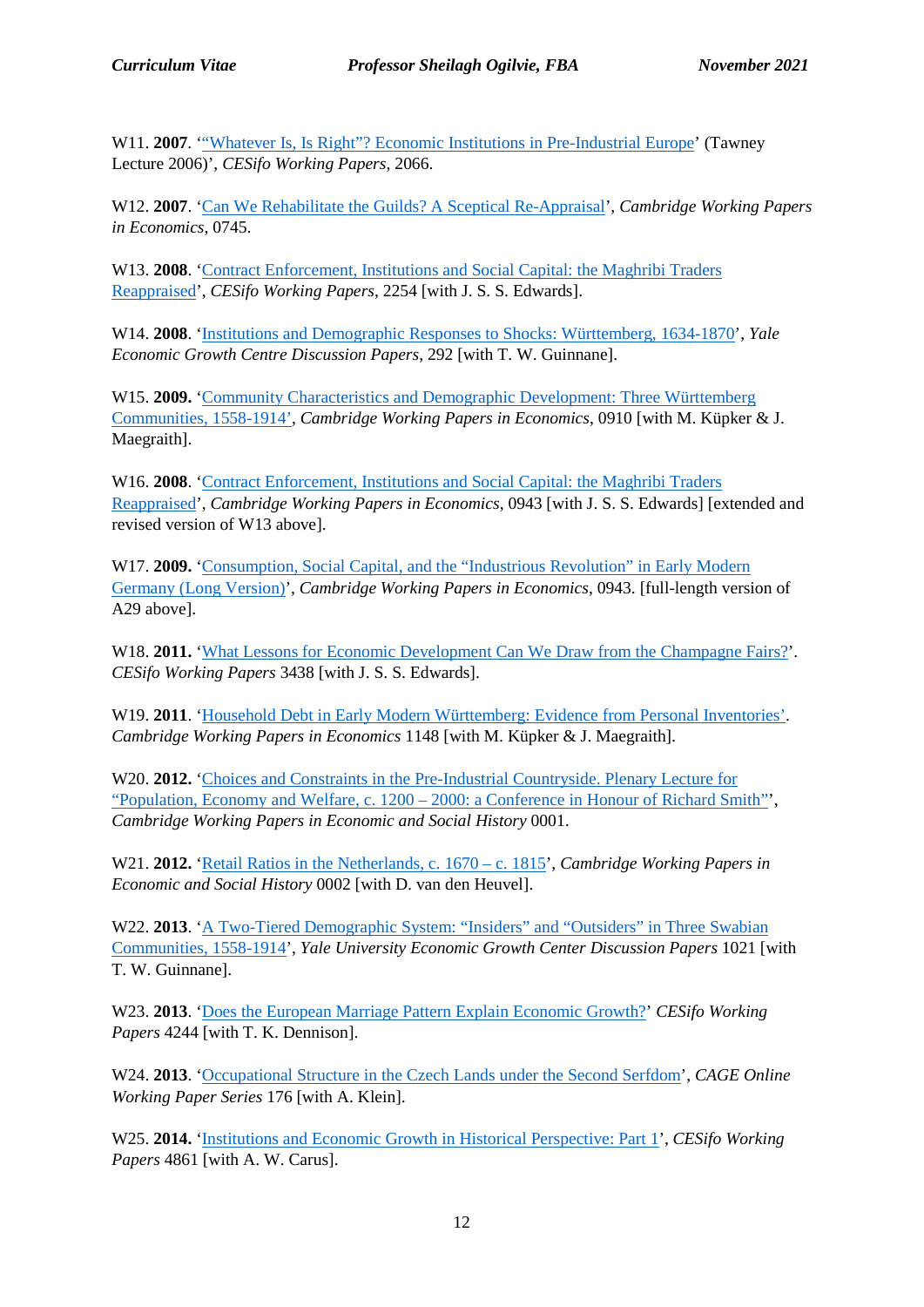W11. **2007**. '"Whatever Is, Is Right"? Economic Institutions in Pre-Industrial Europe' (Tawney Lecture 2006)', *CESifo Working Papers*, 2066.

W12. **2007**. 'Can We Rehabilitate the Guilds? A Sceptical Re-Appraisal', *Cambridge Working Papers in Economics*, 0745.

W13. **2008**. 'Contract Enforcement, Institutions and Social Capital: the Maghribi Traders Reappraised', *CESifo Working Papers*, 2254 [with J. S. S. Edwards].

W14. **2008**. 'Institutions and Demographic Responses to Shocks: Württemberg, 1634-1870', *Yale Economic Growth Centre Discussion Papers*, 292 [with T. W. Guinnane].

W15. **2009.** 'Community Characteristics and Demographic Development: Three Württemberg Communities, 1558-1914', *Cambridge Working Papers in Economics*, 0910 [with M. Küpker & J. Maegraith].

W16. **2008**. 'Contract Enforcement, Institutions and Social Capital: the Maghribi Traders Reappraised', *Cambridge Working Papers in Economics*, 0943 [with J. S. S. Edwards] [extended and revised version of W13 above].

W17. **2009.** 'Consumption, Social Capital, and the "Industrious Revolution" in Early Modern Germany (Long Version)', *Cambridge Working Papers in Economics*, 0943. [full-length version of A29 above].

W18. **2011.** 'What Lessons for Economic Development Can We Draw from the Champagne Fairs?'. *CESifo Working Papers* 3438 [with J. S. S. Edwards].

W19. **2011**. 'Household Debt in Early Modern Württemberg: Evidence from Personal Inventories'. *Cambridge Working Papers in Economics* 1148 [with M. Küpker & J. Maegraith].

W20. **2012.** 'Choices and Constraints in the Pre-Industrial Countryside. Plenary Lecture for "Population, Economy and Welfare, c. 1200 – 2000: a Conference in Honour of Richard Smith"', *Cambridge Working Papers in Economic and Social History* 0001.

W21. **2012.** 'Retail Ratios in the Netherlands, c. 1670 – c. 1815', *Cambridge Working Papers in Economic and Social History* 0002 [with D. van den Heuvel].

W22. **2013**. 'A Two-Tiered Demographic System: "Insiders" and "Outsiders" in Three Swabian Communities, 1558-1914', *Yale University Economic Growth Center Discussion Papers* 1021 [with T. W. Guinnane].

W23. **2013**. 'Does the European Marriage Pattern Explain Economic Growth?' *CESifo Working Papers* 4244 [with T. K. Dennison].

W24. **2013**. 'Occupational Structure in the Czech Lands under the Second Serfdom', *CAGE Online Working Paper Series* 176 [with A. Klein].

W25. **2014.** 'Institutions and Economic Growth in Historical Perspective: Part 1', *CESifo Working Papers* 4861 [with A. W. Carus].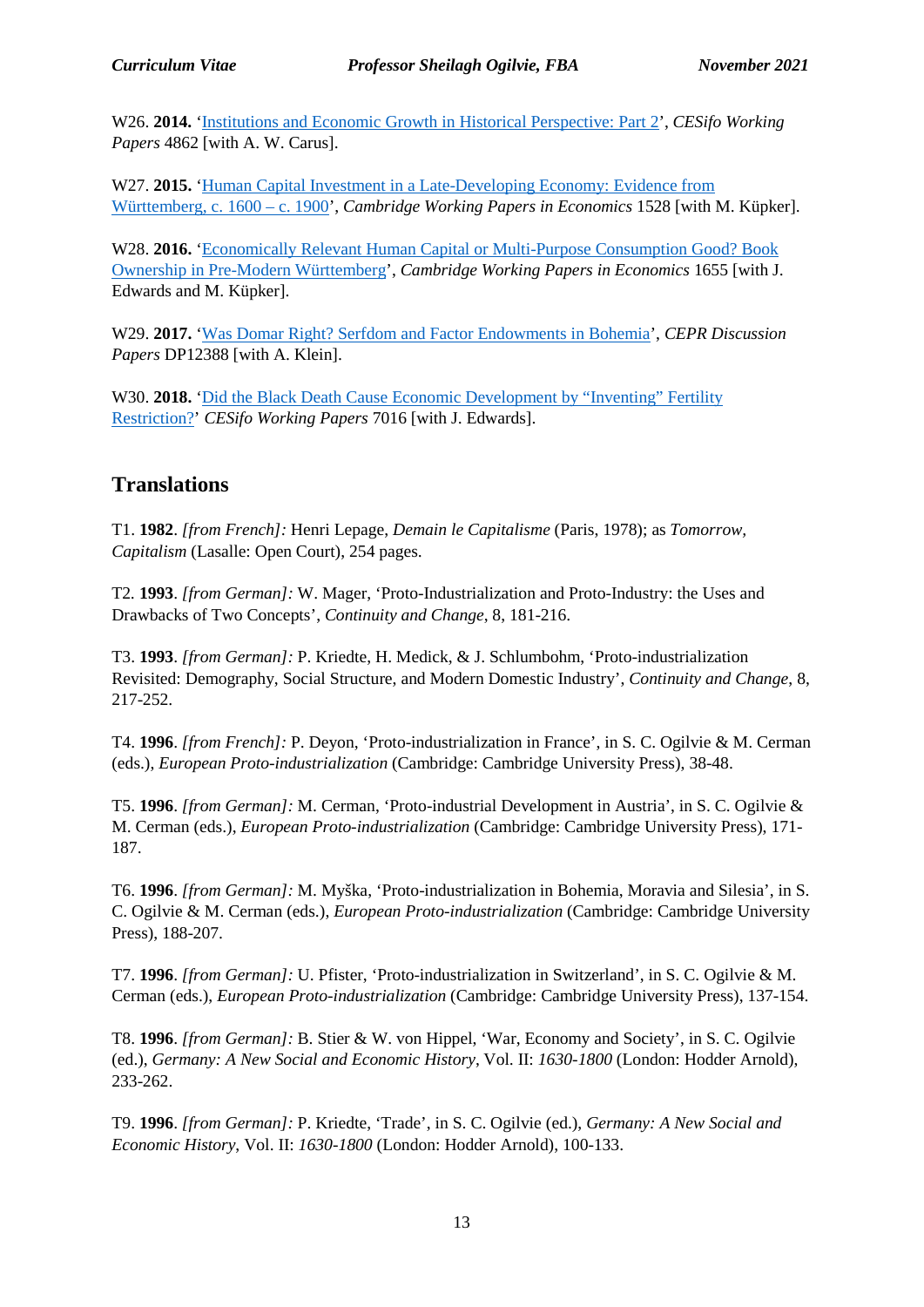W26. **2014.** ‘Institutions and Economic Growth in Historical Perspective: Part 2’, *CESifo Working Papers* 4862 [with A. W. Carus].

W27. **2015.** ‘Human Capital Investment in a Late-Developing Economy: Evidence from Württemberg, c. 1600 – c. 1900’, *Cambridge Working Papers in Economics* 1528 [with M. Küpker].

W28. **2016.** ‘Economically Relevant Human Capital or Multi-Purpose Consumption Good? Book Ownership in Pre-Modern Württemberg’, *Cambridge Working Papers in Economics* 1655 [with J. Edwards and M. Küpker].

W29. **2017.** ‘Was Domar Right? Serfdom and Factor Endowments in Bohemia’, *CEPR Discussion Papers* DP12388 [with A. Klein].

W30. **2018.** ‘Did the Black Death Cause Economic Development by “Inventing” Fertility Restriction?’ *CESifo Working Papers* 7016 [with J. Edwards].

## Translations

T1. **1982**. *[from French]:* Henri Lepage, *Demain le Capitalisme* (Paris, 1978); as *Tomorrow, Capitalism* (Lasalle: Open Court), 254 pages.

T2. **1993**. *[from German]:* W. Mager, ‘Proto-Industrialization and Proto-Industry: the Uses and Drawbacks of Two Concepts’, *Continuity and Change*, 8, 181-216.

T3. **1993**. *[from German]:* P. Kriedte, H. Medick, & J. Schlumbohm, ‘Proto-industrialization Revisited: Demography, Social Structure, and Modern Domestic Industry’, *Continuity and Change*, 8, 217-252.

T4. **1996**. *[from French]:* P. Deyon, ‘Proto-industrialization in France’, in S. C. Ogilvie & M. Cerman (eds.), *European Proto-industrialization* (Cambridge: Cambridge University Press), 38-48.

T5. **1996**. *[from German]:* M. Cerman, ‘Proto-industrial Development in Austria’, in S. C. Ogilvie & M. Cerman (eds.), *European Proto-industrialization* (Cambridge: Cambridge University Press), 171-187.

T6. **1996**. *[from German]:* M. Myška, ‘Proto-industrialization in Bohemia, Moravia and Silesia’, in S. C. Ogilvie & M. Cerman (eds.), *European Proto-industrialization* (Cambridge: Cambridge University Press), 188-207.

T7. **1996**. *[from German]:* U. Pfister, ‘Proto-industrialization in Switzerland’, in S. C. Ogilvie & M. Cerman (eds.), *European Proto-industrialization* (Cambridge: Cambridge University Press), 137-154.

T8. **1996**. *[from German]:* B. Stier & W. von Hippel, ‘War, Economy and Society’, in S. C. Ogilvie (ed.), *Germany: A New Social and Economic History*, Vol. II: *1630-1800* (London: Hodder Arnold), 233-262.

T9. **1996**. *[from German]:* P. Kriedte, ‘Trade’, in S. C. Ogilvie (ed.), *Germany: A New Social and Economic History*, Vol. II: *1630-1800* (London: Hodder Arnold), 100-133.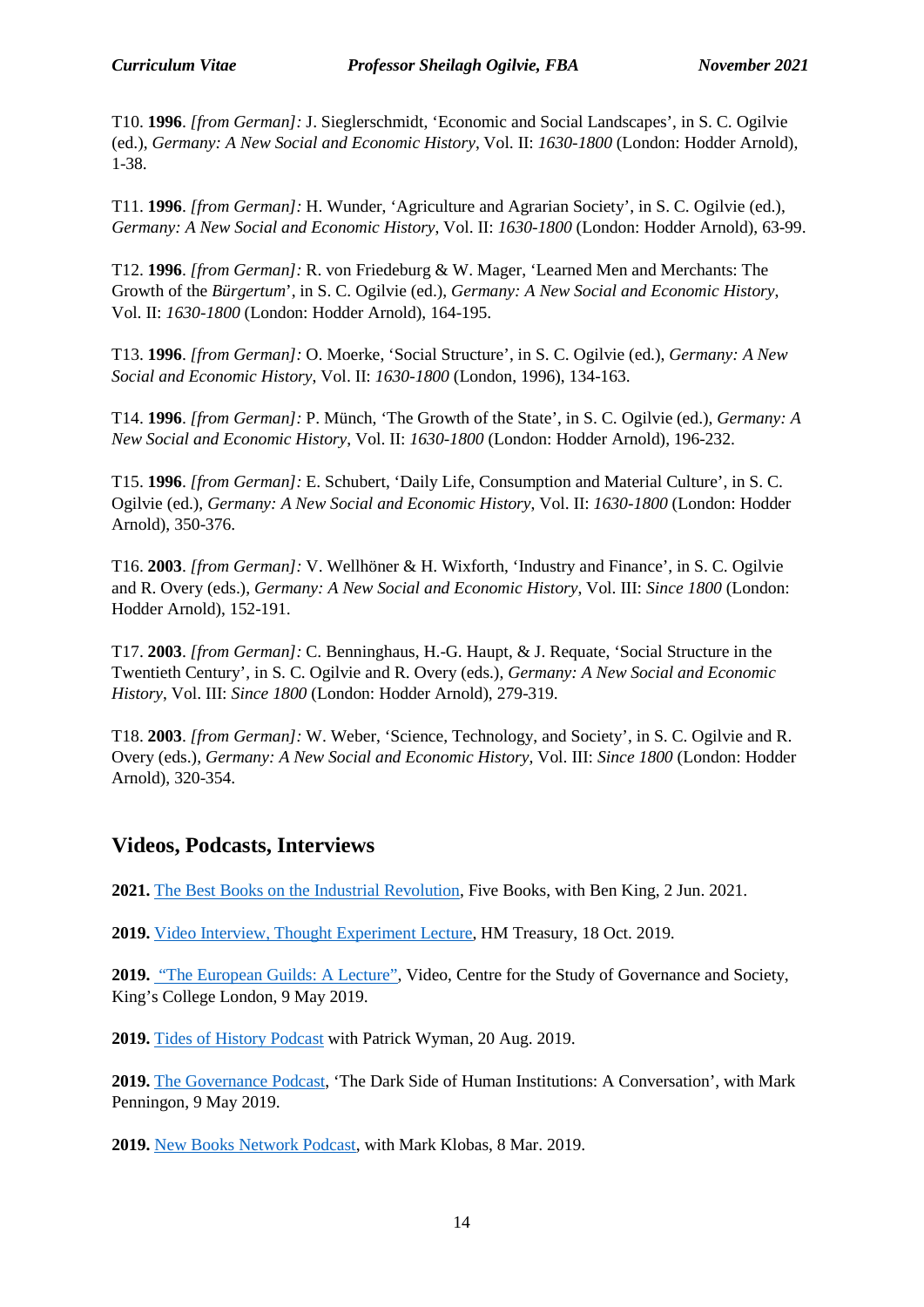T10. **1996**. *[from German]:* J. Sieglerschmidt, ‘Economic and Social Landscapes’, in S. C. Ogilvie (ed.), *Germany: A New Social and Economic History*, Vol. II: *1630-1800* (London: Hodder Arnold), 1-38.

T11. **1996**. *[from German]:* H. Wunder, ‘Agriculture and Agrarian Society’, in S. C. Ogilvie (ed.), *Germany: A New Social and Economic History*, Vol. II: *1630-1800* (London: Hodder Arnold), 63-99.

T12. **1996**. *[from German]:* R. von Friedeburg & W. Mager, ‘Learned Men and Merchants: The Growth of the *Bürgertum*’, in S. C. Ogilvie (ed.), *Germany: A New Social and Economic History*, Vol. II: *1630-1800* (London: Hodder Arnold), 164-195.

T13. **1996**. *[from German]:* O. Moerke, ‘Social Structure’, in S. C. Ogilvie (ed.), *Germany: A New Social and Economic History*, Vol. II: *1630-1800* (London, 1996), 134-163.

T14. **1996**. *[from German]:* P. Münch, ‘The Growth of the State’, in S. C. Ogilvie (ed.), *Germany: A New Social and Economic History*, Vol. II: *1630-1800* (London: Hodder Arnold), 196-232.

T15. **1996**. *[from German]:* E. Schubert, ‘Daily Life, Consumption and Material Culture’, in S. C. Ogilvie (ed.), *Germany: A New Social and Economic History*, Vol. II: *1630-1800* (London: Hodder Arnold), 350-376.

T16. **2003**. *[from German]:* V. Wellhöner & H. Wixforth, ‘Industry and Finance’, in S. C. Ogilvie and R. Overy (eds.), *Germany: A New Social and Economic History*, Vol. III: *Since 1800* (London: Hodder Arnold), 152-191.

T17. **2003**. *[from German]:* C. Benninghaus, H.-G. Haupt, & J. Requate, ‘Social Structure in the Twentieth Century’, in S. C. Ogilvie and R. Overy (eds.), *Germany: A New Social and Economic History*, Vol. III: *Since 1800* (London: Hodder Arnold), 279-319.

T18. **2003**. *[from German]:* W. Weber, ‘Science, Technology, and Society’, in S. C. Ogilvie and R. Overy (eds.), *Germany: A New Social and Economic History*, Vol. III: *Since 1800* (London: Hodder Arnold), 320-354.

## Videos, Podcasts, Interviews

**2021.** The Best Books on the Industrial Revolution, Five Books, with Ben King, 2 Jun. 2021.

**2019.** Video Interview, Thought Experiment Lecture, HM Treasury, 18 Oct. 2019.

**2019.** “The European Guilds: A Lecture”, Video, Centre for the Study of Governance and Society, King’s College London, 9 May 2019.

**2019.** Tides of History Podcast with Patrick Wyman, 20 Aug. 2019.

**2019.** The Governance Podcast, ‘The Dark Side of Human Institutions: A Conversation’, with Mark Pennington, 9 May 2019.

**2019.** New Books Network Podcast, with Mark Klobas, 8 Mar. 2019.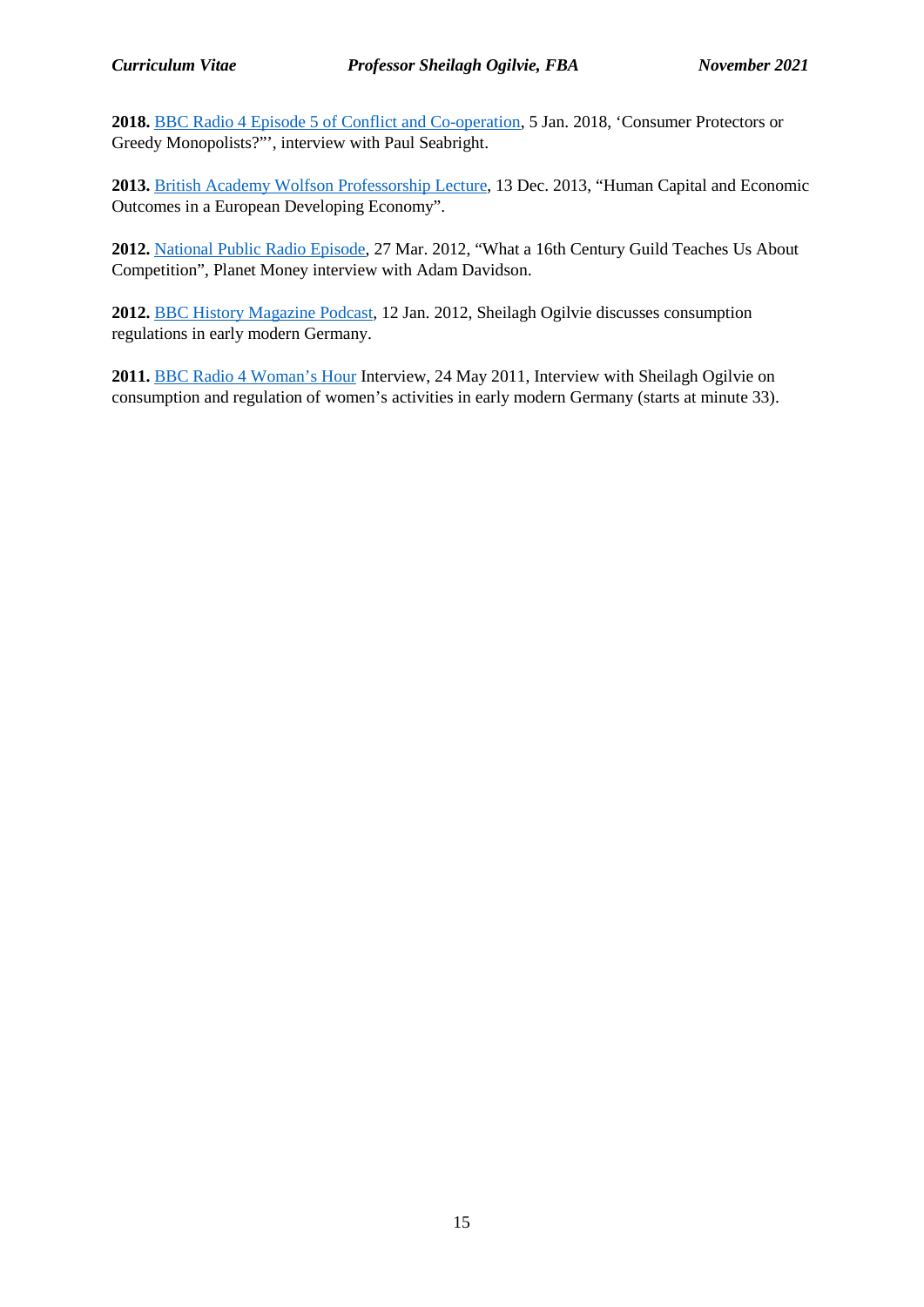**2018.** BBC Radio 4 Episode 5 of Conflict and Co-operation, 5 Jan. 2018, 'Consumer Protectors or Greedy Monopolists?"', interview with Paul Seabright.

**2013.** British Academy Wolfson Professorship Lecture, 13 Dec. 2013, "Human Capital and Economic Outcomes in a European Developing Economy".

**2012.** National Public Radio Episode, 27 Mar. 2012, "What a 16th Century Guild Teaches Us About Competition", Planet Money interview with Adam Davidson.

**2012.** BBC History Magazine Podcast, 12 Jan. 2012, Sheilagh Ogilvie discusses consumption regulations in early modern Germany.

**2011.** BBC Radio 4 Woman's Hour Interview, 24 May 2011, Interview with Sheilagh Ogilvie on consumption and regulation of women's activities in early modern Germany (starts at minute 33).